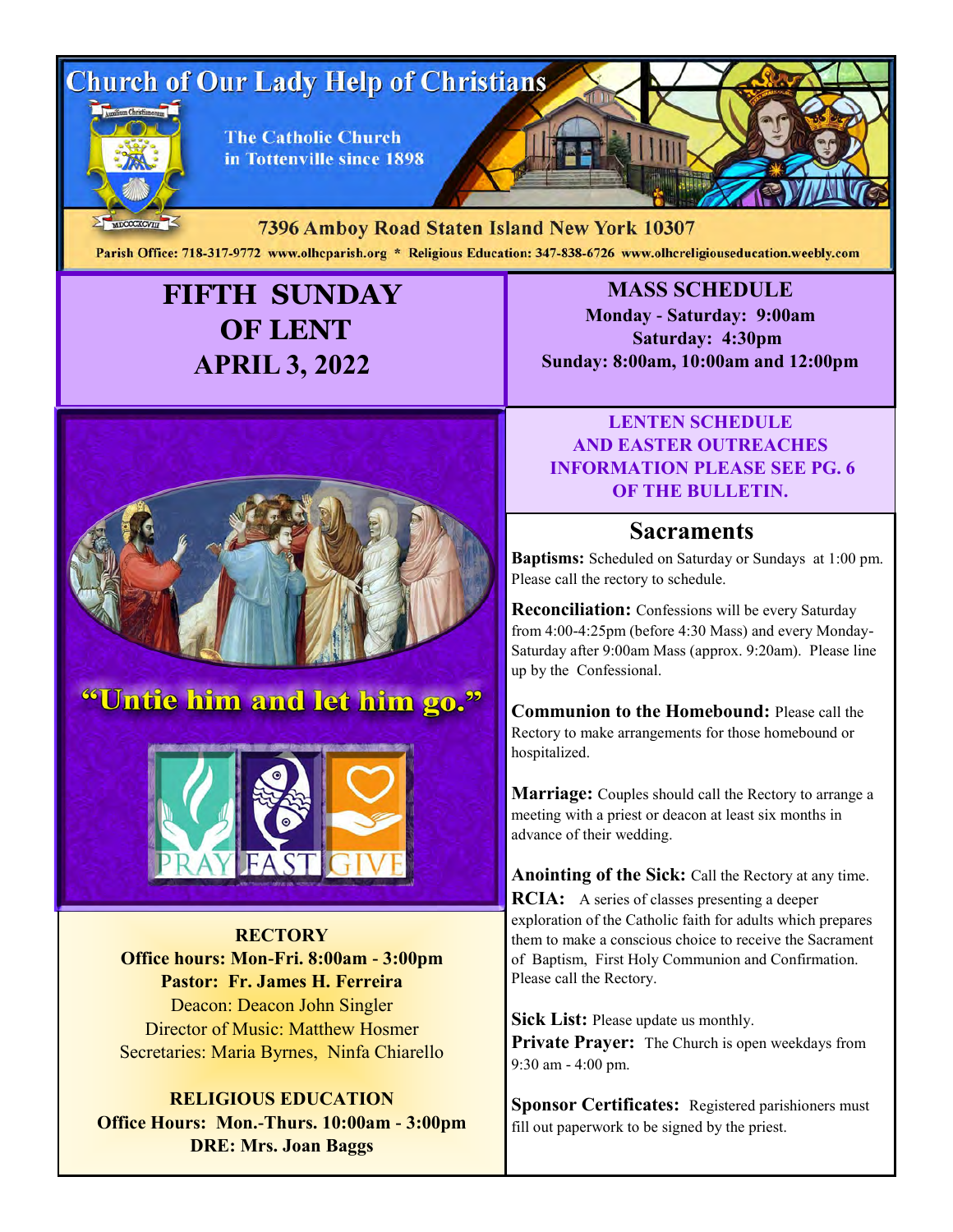# Church of Our Lady Help of Christians

The Catholic Church in Tottenville since 1898

7396 Amboy Road Staten Island New York 10307

Parish Office: 718-317-9772 www.olhcparish.org * Religious Education: 347-838-6726 www.olhcreligiouseducation.weebly.com

## FIFTH SUNDAY OF LENT APRIL 3, 2022

**MASS SCHEDULE**
**Monday - Saturday: 9:00am**
**Saturday: 4:30pm**
**Sunday: 8:00am, 10:00am and 12:00pm**

**LENTEN SCHEDULE AND EASTER OUTREACHES INFORMATION PLEASE SEE PG. 6 OF THE BULLETIN.**

"Untie him and let him go."

PRAY FAST GIVE

**RECTORY**
**Office hours: Mon-Fri. 8:00am - 3:00pm**
**Pastor: Fr. James H. Ferreira**
Deacon: Deacon John Singler
Director of Music: Matthew Hosmer
Secretaries: Maria Byrnes, Ninfa Chiarello

**RELIGIOUS EDUCATION**
**Office Hours: Mon.-Thurs. 10:00am - 3:00pm**
**DRE: Mrs. Joan Baggs**

## Sacraments

**Baptisms:** Scheduled on Saturday or Sundays at 1:00 pm. Please call the rectory to schedule.

**Reconciliation:** Confessions will be every Saturday from 4:00-4:25pm (before 4:30 Mass) and every Monday-Saturday after 9:00am Mass (approx. 9:20am). Please line up by the Confessional.

**Communion to the Homebound:** Please call the Rectory to make arrangements for those homebound or hospitalized.

**Marriage:** Couples should call the Rectory to arrange a meeting with a priest or deacon at least six months in advance of their wedding.

**Anointing of the Sick:** Call the Rectory at any time.

**RCIA:** A series of classes presenting a deeper exploration of the Catholic faith for adults which prepares them to make a conscious choice to receive the Sacrament of Baptism, First Holy Communion and Confirmation. Please call the Rectory.

**Sick List:** Please update us monthly.

**Private Prayer:** The Church is open weekdays from 9:30 am - 4:00 pm.

**Sponsor Certificates:** Registered parishioners must fill out paperwork to be signed by the priest.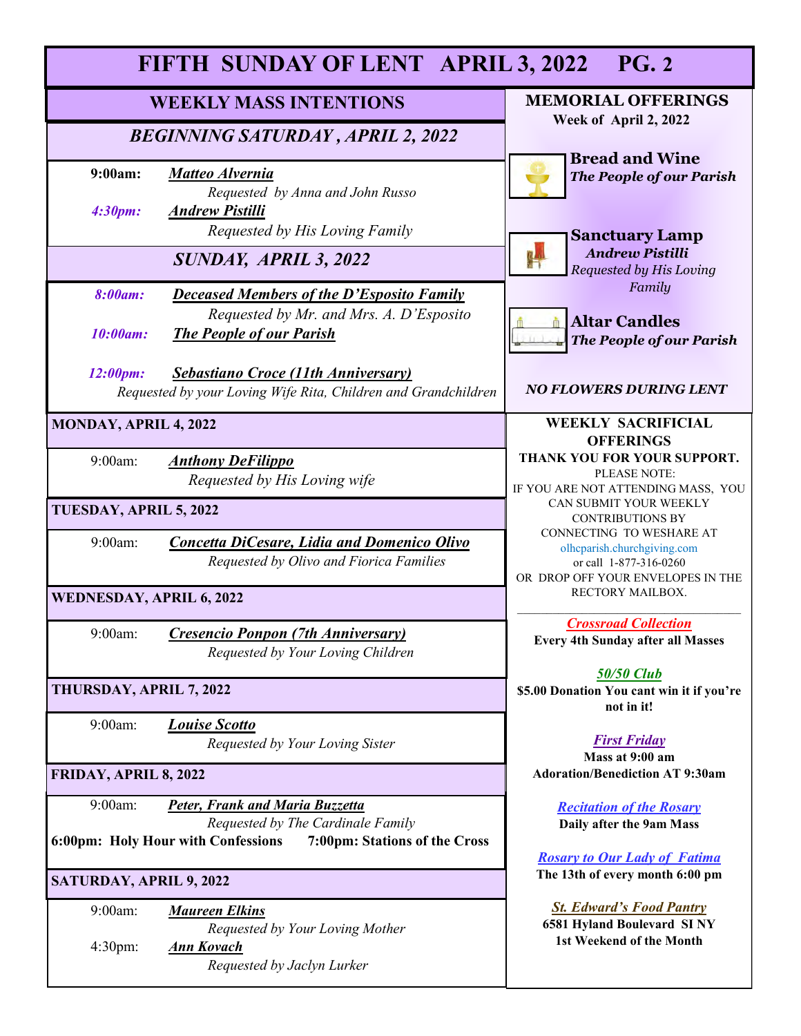# FIFTH SUNDAY OF LENT APRIL 3, 2022 PG. 2

## WEEKLY MASS INTENTIONS

### *BEGINNING SATURDAY , APRIL 2, 2022*

**9:00am:** ***Matteo Alvernia***
*Requested by Anna and John Russo*

***4:30pm:*** ***Andrew Pistilli***
*Requested by His Loving Family*

### *SUNDAY, APRIL 3, 2022*

***8:00am:*** ***Deceased Members of the D'Esposito Family***
*Requested by Mr. and Mrs. A. D'Esposito*

***10:00am:*** ***The People of our Parish***

***12:00pm:*** ***Sebastiano Croce (11th Anniversary)***
*Requested by your Loving Wife Rita, Children and Grandchildren*

### MONDAY, APRIL 4, 2022

9:00am: ***Anthony DeFilippo***
*Requested by His Loving wife*

### TUESDAY, APRIL 5, 2022

9:00am: ***Concetta DiCesare, Lidia and Domenico Olivo***
*Requested by Olivo and Fiorica Families*

### WEDNESDAY, APRIL 6, 2022

9:00am: ***Cresencio Ponpon (7th Anniversary)***
*Requested by Your Loving Children*

### THURSDAY, APRIL 7, 2022

9:00am: ***Louise Scotto***
*Requested by Your Loving Sister*

### FRIDAY, APRIL 8, 2022

9:00am: ***Peter, Frank and Maria Buzzetta***
*Requested by The Cardinale Family*

**6:00pm: Holy Hour with Confessions** **7:00pm: Stations of the Cross**

### SATURDAY, APRIL 9, 2022

9:00am: ***Maureen Elkins***
*Requested by Your Loving Mother*

4:30pm: ***Ann Kovach***
*Requested by Jaclyn Lurker*

## MEMORIAL OFFERINGS
**Week of April 2, 2022**

**Bread and Wine**
***The People of our Parish***

**Sanctuary Lamp**
***Andrew Pistilli***
*Requested by His Loving Family*

**Altar Candles**
***The People of our Parish***

***NO FLOWERS DURING LENT***

## WEEKLY SACRIFICIAL OFFERINGS

**THANK YOU FOR YOUR SUPPORT.**

PLEASE NOTE:
IF YOU ARE NOT ATTENDING MASS, YOU CAN SUBMIT YOUR WEEKLY CONTRIBUTIONS BY CONNECTING TO WESHARE AT olhcparish.churchgiving.com or call 1-877-316-0260 OR DROP OFF YOUR ENVELOPES IN THE RECTORY MAILBOX.

---

***Crossroad Collection***
**Every 4th Sunday after all Masses**

***50/50 Club***
**$5.00 Donation You cant win it if you're not in it!**

***First Friday***
**Mass at 9:00 am**
**Adoration/Benediction AT 9:30am**

***Recitation of the Rosary***
**Daily after the 9am Mass**

***Rosary to Our Lady of Fatima***
**The 13th of every month 6:00 pm**

***St. Edward's Food Pantry***
**6581 Hyland Boulevard SI NY**
**1st Weekend of the Month**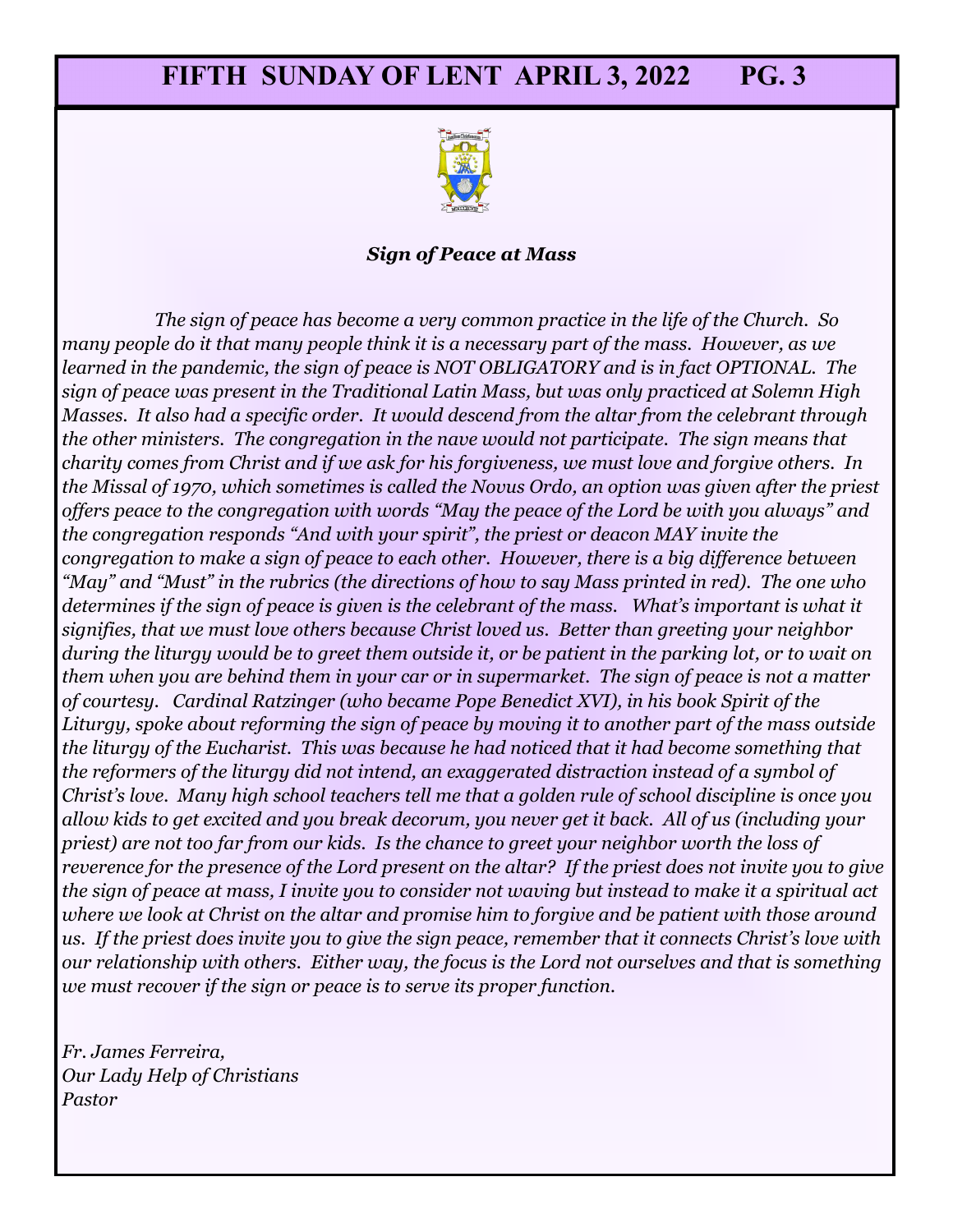***Sign of Peace at Mass***

*The sign of peace has become a very common practice in the life of the Church. So many people do it that many people think it is a necessary part of the mass. However, as we learned in the pandemic, the sign of peace is NOT OBLIGATORY and is in fact OPTIONAL. The sign of peace was present in the Traditional Latin Mass, but was only practiced at Solemn High Masses. It also had a specific order. It would descend from the altar from the celebrant through the other ministers. The congregation in the nave would not participate. The sign means that charity comes from Christ and if we ask for his forgiveness, we must love and forgive others. In the Missal of 1970, which sometimes is called the Novus Ordo, an option was given after the priest offers peace to the congregation with words "May the peace of the Lord be with you always" and the congregation responds "And with your spirit", the priest or deacon MAY invite the congregation to make a sign of peace to each other. However, there is a big difference between "May" and "Must" in the rubrics (the directions of how to say Mass printed in red). The one who determines if the sign of peace is given is the celebrant of the mass. What's important is what it signifies, that we must love others because Christ loved us. Better than greeting your neighbor during the liturgy would be to greet them outside it, or be patient in the parking lot, or to wait on them when you are behind them in your car or in supermarket. The sign of peace is not a matter of courtesy. Cardinal Ratzinger (who became Pope Benedict XVI), in his book Spirit of the Liturgy, spoke about reforming the sign of peace by moving it to another part of the mass outside the liturgy of the Eucharist. This was because he had noticed that it had become something that the reformers of the liturgy did not intend, an exaggerated distraction instead of a symbol of Christ's love. Many high school teachers tell me that a golden rule of school discipline is once you allow kids to get excited and you break decorum, you never get it back. All of us (including your priest) are not too far from our kids. Is the chance to greet your neighbor worth the loss of reverence for the presence of the Lord present on the altar? If the priest does not invite you to give the sign of peace at mass, I invite you to consider not waving but instead to make it a spiritual act where we look at Christ on the altar and promise him to forgive and be patient with those around us. If the priest does invite you to give the sign peace, remember that it connects Christ's love with our relationship with others. Either way, the focus is the Lord not ourselves and that is something we must recover if the sign or peace is to serve its proper function.*

*Fr. James Ferreira,*
*Our Lady Help of Christians*
*Pastor*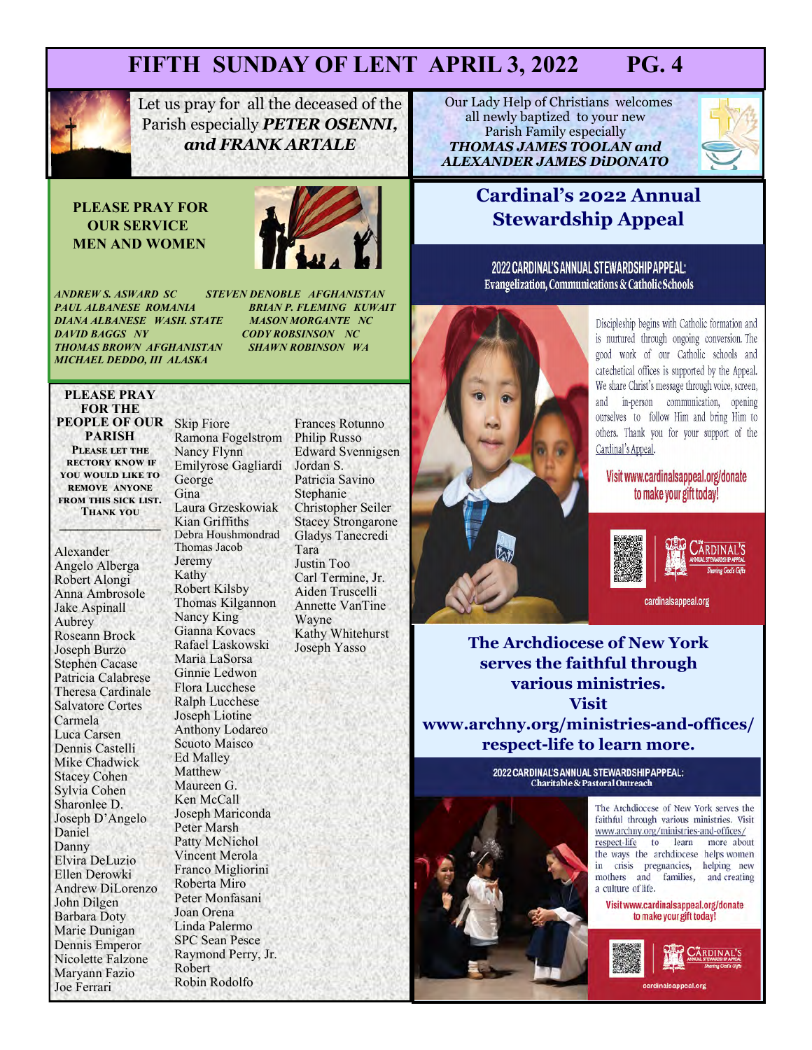# FIFTH SUNDAY OF LENT APRIL 3, 2022

Let us pray for all the deceased of the Parish especially ***PETER OSENNI, and FRANK ARTALE***

Our Lady Help of Christians welcomes all newly baptized to your new Parish Family especially ***THOMAS JAMES TOOLAN and ALEXANDER JAMES DiDONATO***

## PLEASE PRAY FOR OUR SERVICE MEN AND WOMEN

*ANDREW S. ASWARD SC*
*PAUL ALBANESE ROMANIA*
*DIANA ALBANESE WASH. STATE*
*DAVID BAGGS NY*
*THOMAS BROWN AFGHANISTAN*
*MICHAEL DEDDO, III ALASKA*
*STEVEN DENOBLE AFGHANISTAN*
*BRIAN P. FLEMING KUWAIT*
*MASON MORGANTE NC*
*CODY ROBSINSON NC*
*SHAWN ROBINSON WA*

## PLEASE PRAY FOR THE PEOPLE OF OUR PARISH

PLEASE LET THE RECTORY KNOW IF YOU WOULD LIKE TO REMOVE ANYONE FROM THIS SICK LIST. THANK YOU

Alexander
Angelo Alberga
Robert Alongi
Anna Ambrosole
Jake Aspinall
Aubrey
Roseann Brock
Joseph Burzo
Stephen Cacase
Patricia Calabrese
Theresa Cardinale
Salvatore Cortes
Carmela
Luca Carsen
Dennis Castelli
Mike Chadwick
Stacey Cohen
Sylvia Cohen
Sharonlee D.
Joseph D'Angelo
Daniel
Danny
Elvira DeLuzio
Ellen Derowki
Andrew DiLorenzo
John Dilgen
Barbara Doty
Marie Dunigan
Dennis Emperor
Nicolette Falzone
Maryann Fazio
Joe Ferrari
Skip Fiore
Ramona Fogelstrom
Nancy Flynn
Emilyrose Gagliardi
George
Gina
Laura Grzeskowiak
Kian Griffiths
Debra Houshmondrad
Thomas Jacob
Jeremy
Kathy
Robert Kilsby
Thomas Kilgannon
Nancy King
Gianna Kovacs
Rafael Laskowski
Maria LaSorsa
Ginnie Ledwon
Flora Lucchese
Ralph Lucchese
Joseph Liotine
Anthony Lodareo
Scuoto Maisco
Ed Malley
Matthew
Maureen G.
Ken McCall
Joseph Mariconda
Peter Marsh
Patty McNichol
Vincent Merola
Franco Migliorini
Roberta Miro
Peter Monfasani
Joan Orena
Linda Palermo
SPC Sean Pesce
Raymond Perry, Jr.
Robert
Robin Rodolfo
Frances Rotunno
Philip Russo
Edward Svennigsen
Jordan S.
Patricia Savino
Stephanie
Christopher Seiler
Stacey Strongarone
Gladys Tanecredi
Tara
Justin Too
Carl Termine, Jr.
Aiden Truscelli
Annette VanTine
Wayne
Kathy Whitehurst
Joseph Yasso

## Cardinal's 2022 Annual Stewardship Appeal

**2022 CARDINAL'S ANNUAL STEWARDSHIP APPEAL: Evangelization, Communications & Catholic Schools**

Discipleship begins with Catholic formation and is nurtured through ongoing conversion. The good work of our Catholic schools and catechetical offices is supported by the Appeal. We share Christ's message through voice, screen, and in-person communication, opening ourselves to follow Him and bring Him to others. Thank you for your support of the Cardinal's Appeal.

Visit www.cardinalsappeal.org/donate to make your gift today!

cardinalsappeal.org

**The Archdiocese of New York serves the faithful through various ministries. Visit www.archny.org/ministries-and-offices/respect-life to learn more.**

**2022 CARDINAL'S ANNUAL STEWARDSHIP APPEAL: Charitable & Pastoral Outreach**

The Archdiocese of New York serves the faithful through various ministries. Visit www.archny.org/ministries-and-offices/respect-life to learn more about the ways the archdiocese helps women in crisis pregnancies, helping new mothers and families, and creating a culture of life.

Visit www.cardinalsappeal.org/donate to make your gift today!

cardinalsappeal.org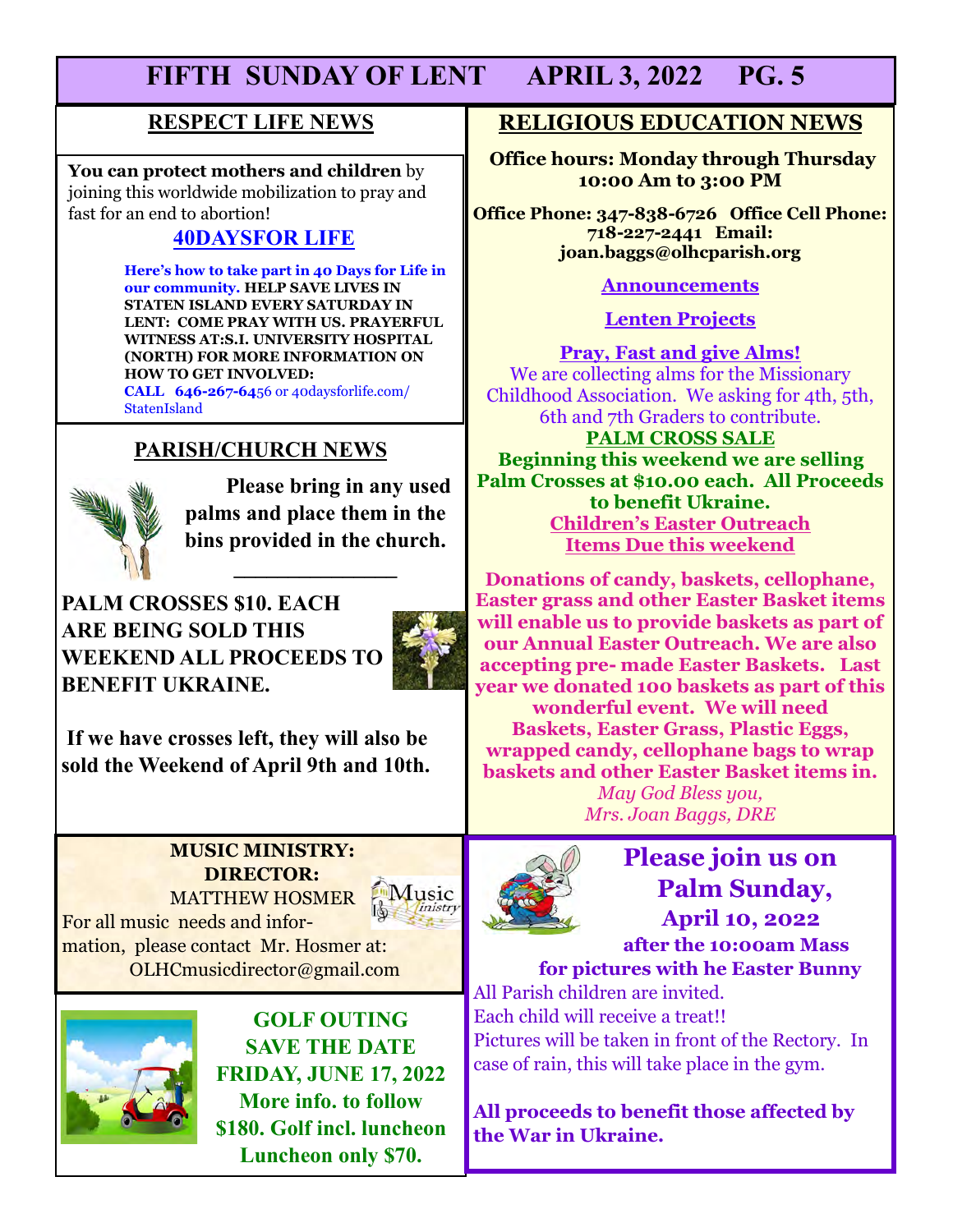## RESPECT LIFE NEWS

**You can protect mothers and children** by joining this worldwide mobilization to pray and fast for an end to abortion!

### 40DAYSFOR LIFE

**Here's how to take part in 40 Days for Life in our community. HELP SAVE LIVES IN STATEN ISLAND EVERY SATURDAY IN LENT: COME PRAY WITH US. PRAYERFUL WITNESS AT:S.I. UNIVERSITY HOSPITAL (NORTH) FOR MORE INFORMATION ON HOW TO GET INVOLVED:**

**CALL 646-267-64**56 or 40daysforlife.com/StatenIsland

## PARISH/CHURCH NEWS

**Please bring in any used palms and place them in the bins provided in the church.**

**PALM CROSSES $10. EACH ARE BEING SOLD THIS WEEKEND ALL PROCEEDS TO BENEFIT UKRAINE.**

**If we have crosses left, they will also be sold the Weekend of April 9th and 10th.**

## RELIGIOUS EDUCATION NEWS

**Office hours: Monday through Thursday 10:00 Am to 3:00 PM**

**Office Phone: 347-838-6726 Office Cell Phone: 718-227-2441 Email: joan.baggs@olhcparish.org**

**Announcements**

**Lenten Projects**

**Pray, Fast and give Alms!**

We are collecting alms for the Missionary Childhood Association. We asking for 4th, 5th, 6th and 7th Graders to contribute.

**PALM CROSS SALE**

**Beginning this weekend we are selling Palm Crosses at $10.00 each. All Proceeds to benefit Ukraine.**

**Children's Easter Outreach**

**Items Due this weekend**

**Donations of candy, baskets, cellophane, Easter grass and other Easter Basket items will enable us to provide baskets as part of our Annual Easter Outreach. We are also accepting pre- made Easter Baskets. Last year we donated 100 baskets as part of this wonderful event. We will need Baskets, Easter Grass, Plastic Eggs, wrapped candy, cellophane bags to wrap baskets and other Easter Basket items in.**

*May God Bless you,*
*Mrs. Joan Baggs, DRE*

## MUSIC MINISTRY:

**DIRECTOR:**
MATTHEW HOSMER

For all music needs and information, please contact Mr. Hosmer at: OLHCmusicdirector@gmail.com

## GOLF OUTING

**SAVE THE DATE**
**FRIDAY, JUNE 17, 2022**
**More info. to follow**
**$180. Golf incl. luncheon**
**Luncheon only $70.**

## Please join us on Palm Sunday, April 10, 2022

**after the 10:00am Mass for pictures with he Easter Bunny**

All Parish children are invited.
Each child will receive a treat!!
Pictures will be taken in front of the Rectory. In case of rain, this will take place in the gym.

**All proceeds to benefit those affected by the War in Ukraine.**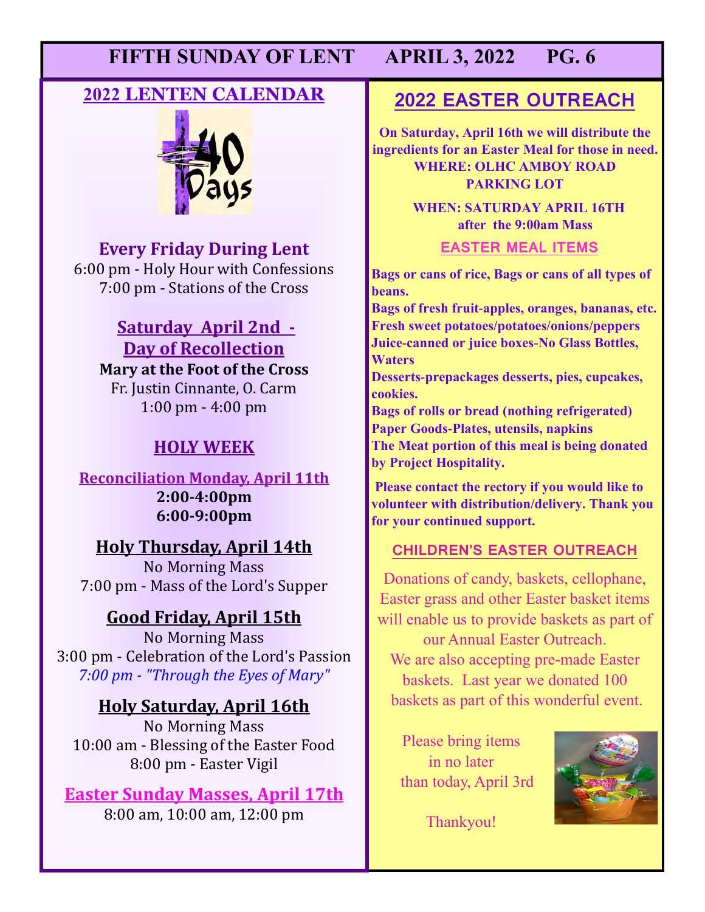## 2022 LENTEN CALENDAR

### Every Friday During Lent

6:00 pm - Holy Hour with Confessions
7:00 pm - Stations of the Cross

### Saturday April 2nd - Day of Recollection

**Mary at the Foot of the Cross**
Fr. Justin Cinnante, O. Carm
1:00 pm - 4:00 pm

### HOLY WEEK

**Reconciliation Monday, April 11th**
**2:00-4:00pm**
**6:00-9:00pm**

### Holy Thursday, April 14th

No Morning Mass
7:00 pm - Mass of the Lord's Supper

### Good Friday, April 15th

No Morning Mass
3:00 pm - Celebration of the Lord's Passion
*7:00 pm - "Through the Eyes of Mary"*

### Holy Saturday, April 16th

No Morning Mass
10:00 am - Blessing of the Easter Food
8:00 pm - Easter Vigil

### Easter Sunday Masses, April 17th

8:00 am, 10:00 am, 12:00 pm

## 2022 EASTER OUTREACH

**On Saturday, April 16th we will distribute the ingredients for an Easter Meal for those in need.**
**WHERE: OLHC AMBOY ROAD PARKING LOT**

**WHEN: SATURDAY APRIL 16TH after the 9:00am Mass**

### EASTER MEAL ITEMS

**Bags or cans of rice, Bags or cans of all types of beans.**
**Bags of fresh fruit-apples, oranges, bananas, etc.**
**Fresh sweet potatoes/potatoes/onions/peppers**
**Juice-canned or juice boxes-No Glass Bottles, Waters**
**Desserts-prepackages desserts, pies, cupcakes, cookies.**
**Bags of rolls or bread (nothing refrigerated)**
**Paper Goods-Plates, utensils, napkins**
**The Meat portion of this meal is being donated by Project Hospitality.**

**Please contact the rectory if you would like to volunteer with distribution/delivery. Thank you for your continued support.**

### CHILDREN'S EASTER OUTREACH

Donations of candy, baskets, cellophane, Easter grass and other Easter basket items will enable us to provide baskets as part of our Annual Easter Outreach. We are also accepting pre-made Easter baskets. Last year we donated 100 baskets as part of this wonderful event.

Please bring items in no later than today, April 3rd

Thankyou!